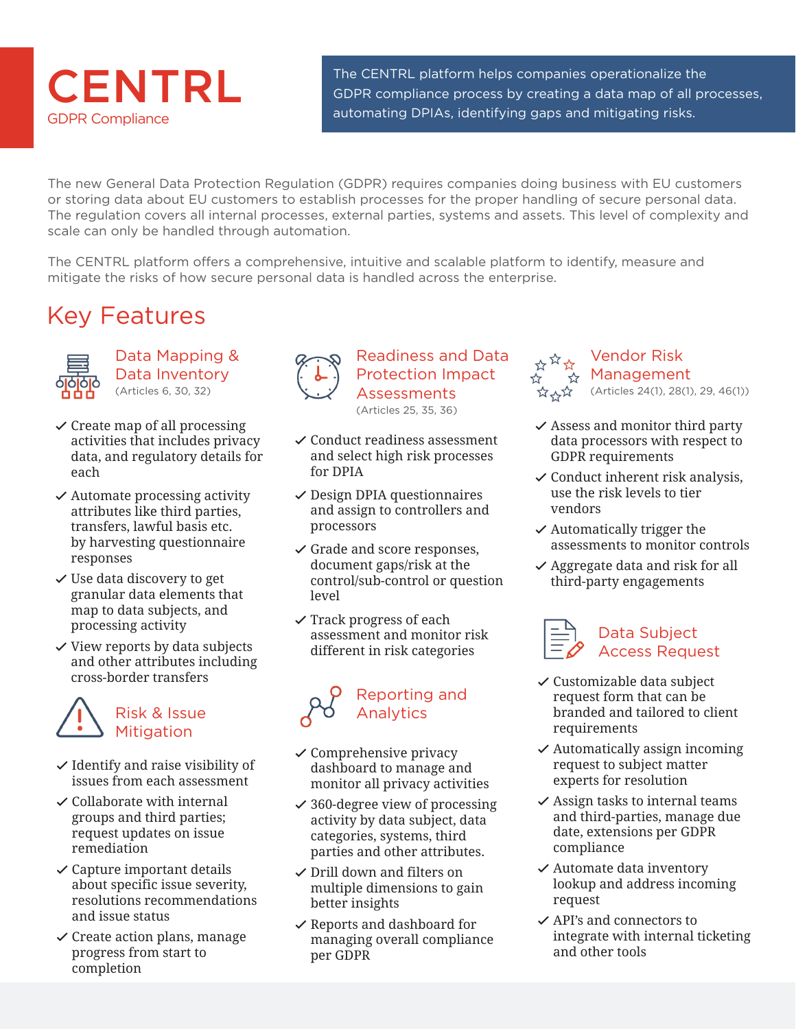# CENTRL

GDPR Compliance

The CENTRL platform helps companies operationalize the GDPR compliance process by creating a data map of all processes, automating DPIAs, identifying gaps and mitigating risks.

The new General Data Protection Regulation (GDPR) requires companies doing business with EU customers or storing data about EU customers to establish processes for the proper handling of secure personal data. The regulation covers all internal processes, external parties, systems and assets. This level of complexity and scale can only be handled through automation.

The CENTRL platform offers a comprehensive, intuitive and scalable platform to identify, measure and mitigate the risks of how secure personal data is handled across the enterprise.

## Key Features

### Data Mapping & Data Inventory

(Articles 6, 30, 32)

- ✓ Create map of all processing activities that includes privacy data, and regulatory details for each
- ✓ Automate processing activity attributes like third parties, transfers, lawful basis etc. by harvesting questionnaire responses
- ✓ Use data discovery to get granular data elements that map to data subjects, and processing activity
- ✓ View reports by data subjects and other attributes including cross-border transfers

### Risk & Issue Mitigation

- ✓ Identify and raise visibility of issues from each assessment
- ✓ Collaborate with internal groups and third parties; request updates on issue remediation
- ✓ Capture important details about specific issue severity, resolutions recommendations and issue status
- ✓ Create action plans, manage progress from start to completion

### Readiness and Data Protection Impact Assessments

(Articles 25, 35, 36)

- ✓ Conduct readiness assessment and select high risk processes for DPIA
- ✓ Design DPIA questionnaires and assign to controllers and processors
- ✓ Grade and score responses, document gaps/risk at the control/sub-control or question level
- ✓ Track progress of each assessment and monitor risk different in risk categories

### Reporting and Analytics

- ✓ Comprehensive privacy dashboard to manage and monitor all privacy activities
- ✓ 360-degree view of processing activity by data subject, data categories, systems, third parties and other attributes.
- ✓ Drill down and filters on multiple dimensions to gain better insights
- ✓ Reports and dashboard for managing overall compliance per GDPR

### Vendor Risk Management

(Articles 24(1), 28(1), 29, 46(1))

- ✓ Assess and monitor third party data processors with respect to GDPR requirements
- ✓ Conduct inherent risk analysis, use the risk levels to tier vendors
- ✓ Automatically trigger the assessments to monitor controls
- ✓ Aggregate data and risk for all third-party engagements

### Data Subject Access Request

- ✓ Customizable data subject request form that can be branded and tailored to client requirements
- ✓ Automatically assign incoming request to subject matter experts for resolution
- ✓ Assign tasks to internal teams and third-parties, manage due date, extensions per GDPR compliance
- ✓ Automate data inventory lookup and address incoming request
- ✓ API's and connectors to integrate with internal ticketing and other tools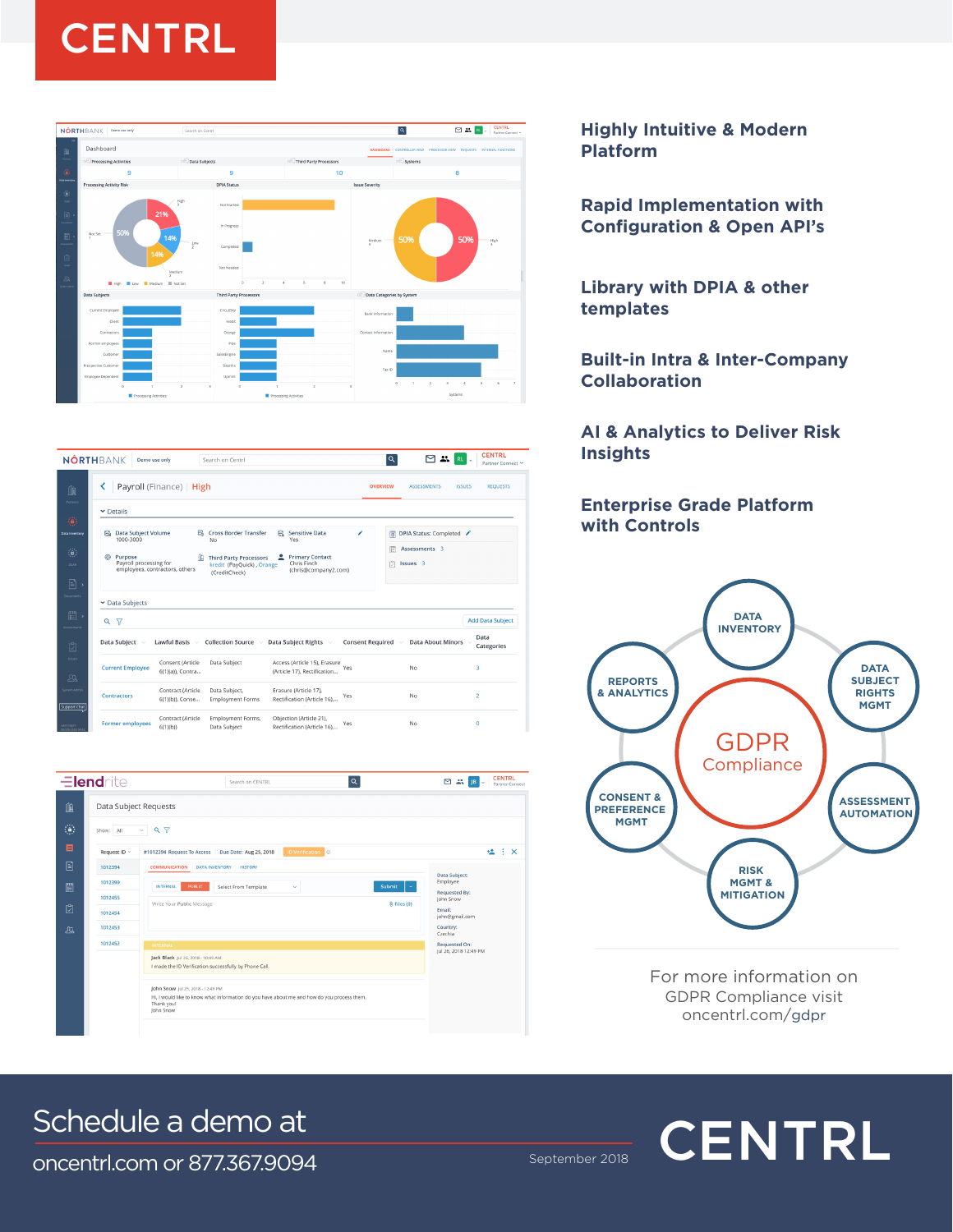CENTRL

## Highly Intuitive & Modern Platform

## Rapid Implementation with Configuration & Open API's

## Library with DPIA & other templates

## Built-in Intra & Inter-Company Collaboration

## AI & Analytics to Deliver Risk Insights

## Enterprise Grade Platform with Controls

GDPR Compliance

DATA INVENTORY

DATA SUBJECT RIGHTS MGMT

ASSESSMENT AUTOMATION

RISK MGMT & MITIGATION

CONSENT & PREFERENCE MGMT

REPORTS & ANALYTICS

For more information on GDPR Compliance visit oncentrl.com/gdpr

Schedule a demo at oncentrl.com or 877.367.9094

September 2018

CENTRL